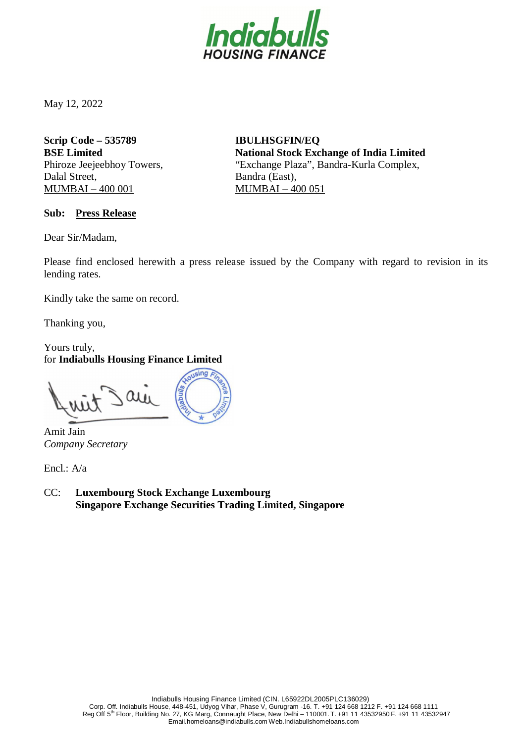May 12, 2022

**Scrip Code – 535789**
**BSE Limited**
Phiroze Jeejeebhoy Towers,
Dalal Street,
MUMBAI – 400 001

**IBULHSGFIN/EQ**
**National Stock Exchange of India Limited**
"Exchange Plaza", Bandra-Kurla Complex,
Bandra (East),
MUMBAI – 400 051

**Sub: Press Release**

Dear Sir/Madam,

Please find enclosed herewith a press release issued by the Company with regard to revision in its lending rates.

Kindly take the same on record.

Thanking you,

Yours truly,
for **Indiabulls Housing Finance Limited**

Amit Jain
*Company Secretary*

Encl.: A/a

CC: **Luxembourg Stock Exchange Luxembourg**
**Singapore Exchange Securities Trading Limited, Singapore**

Indiabulls Housing Finance Limited (CIN. L65922DL2005PLC136029)
Corp. Off. Indiabulls House, 448-451, Udyog Vihar, Phase V, Gurugram -16. T. +91 124 668 1212 F. +91 124 668 1111
Reg Off 5th Floor, Building No. 27, KG Marg, Connaught Place, New Delhi – 110001. T. +91 11 43532950 F. +91 11 43532947
Email.homeloans@indiabulls.com Web.Indiabullshomeloans.com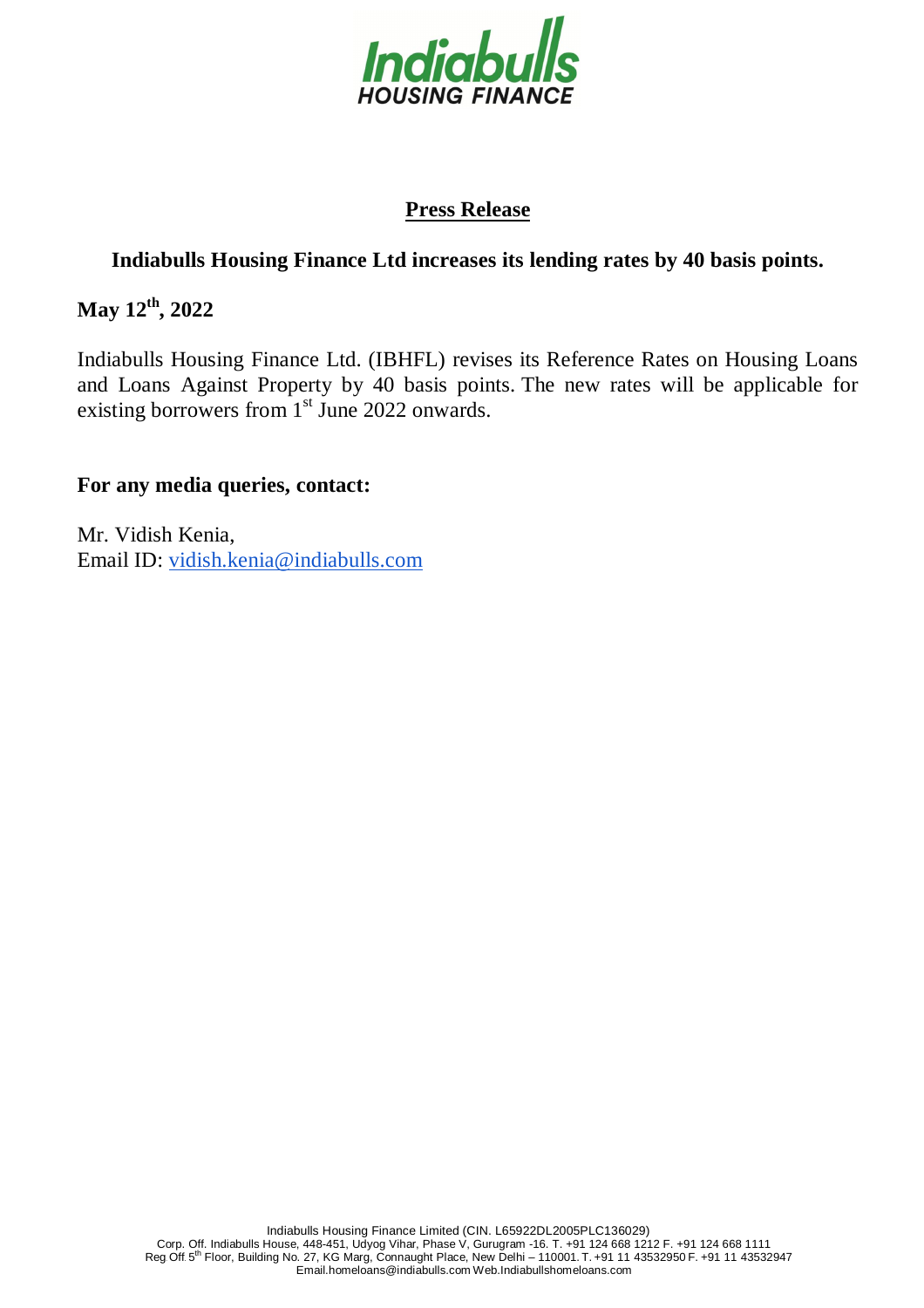Indiabulls HOUSING FINANCE

## Press Release

### Indiabulls Housing Finance Ltd increases its lending rates by 40 basis points.

**May 12th, 2022**

Indiabulls Housing Finance Ltd. (IBHFL) revises its Reference Rates on Housing Loans and Loans Against Property by 40 basis points. The new rates will be applicable for existing borrowers from 1st June 2022 onwards.

**For any media queries, contact:**

Mr. Vidish Kenia,
Email ID: vidish.kenia@indiabulls.com

Indiabulls Housing Finance Limited (CIN. L65922DL2005PLC136029)
Corp. Off. Indiabulls House, 448-451, Udyog Vihar, Phase V, Gurugram -16. T. +91 124 668 1212 F. +91 124 668 1111
Reg Off 5th Floor, Building No. 27, KG Marg, Connaught Place, New Delhi – 110001. T. +91 11 43532950 F. +91 11 43532947
Email.homeloans@indiabulls.com Web.Indiabullshomeloans.com